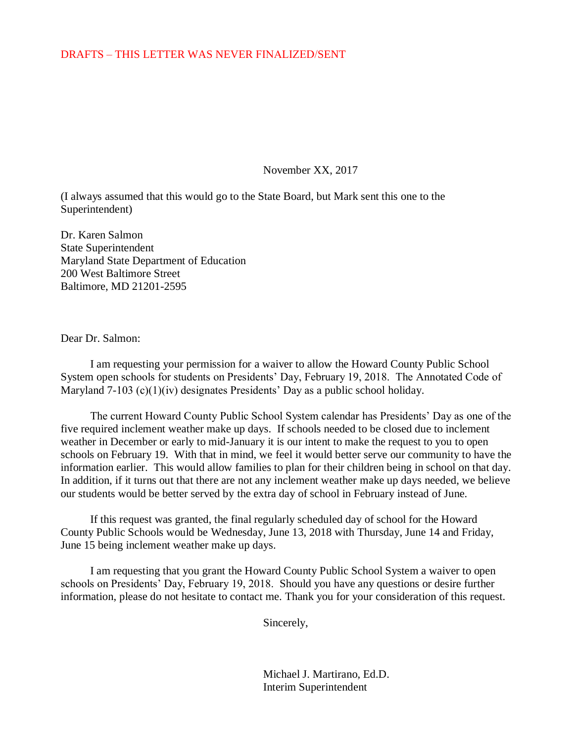DRAFTS – THIS LETTER WAS NEVER FINALIZED/SENT

November XX, 2017

(I always assumed that this would go to the State Board, but Mark sent this one to the Superintendent)

Dr. Karen Salmon
State Superintendent
Maryland State Department of Education
200 West Baltimore Street
Baltimore, MD 21201-2595

Dear Dr. Salmon:

I am requesting your permission for a waiver to allow the Howard County Public School System open schools for students on Presidents' Day, February 19, 2018. The Annotated Code of Maryland 7-103 (c)(1)(iv) designates Presidents' Day as a public school holiday.

The current Howard County Public School System calendar has Presidents' Day as one of the five required inclement weather make up days. If schools needed to be closed due to inclement weather in December or early to mid-January it is our intent to make the request to you to open schools on February 19. With that in mind, we feel it would better serve our community to have the information earlier. This would allow families to plan for their children being in school on that day. In addition, if it turns out that there are not any inclement weather make up days needed, we believe our students would be better served by the extra day of school in February instead of June.

If this request was granted, the final regularly scheduled day of school for the Howard County Public Schools would be Wednesday, June 13, 2018 with Thursday, June 14 and Friday, June 15 being inclement weather make up days.

I am requesting that you grant the Howard County Public School System a waiver to open schools on Presidents' Day, February 19, 2018. Should you have any questions or desire further information, please do not hesitate to contact me. Thank you for your consideration of this request.

Sincerely,

Michael J. Martirano, Ed.D.
Interim Superintendent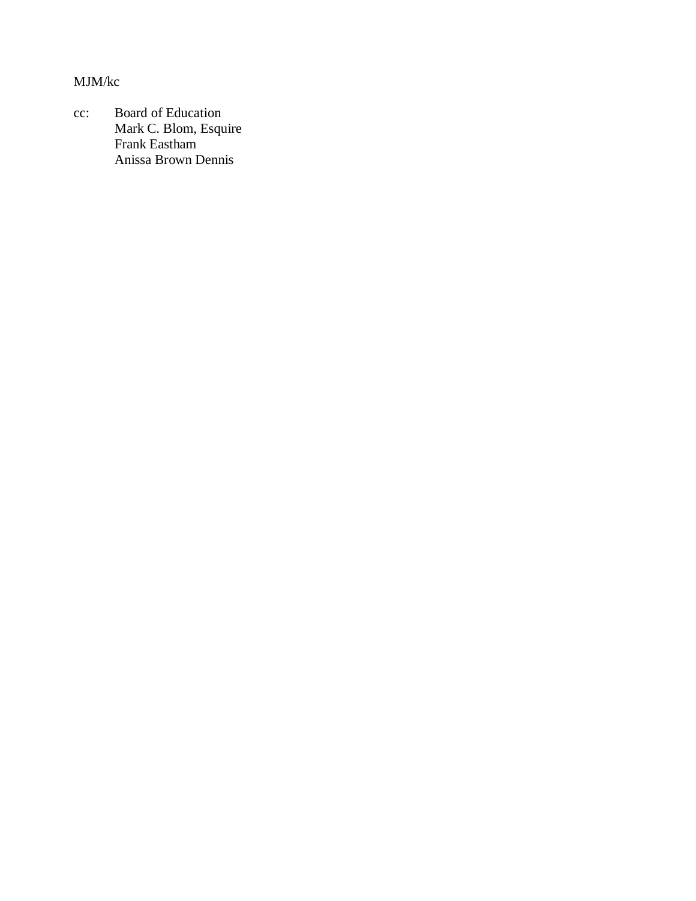MJM/kc

cc: Board of Education
Mark C. Blom, Esquire
Frank Eastham
Anissa Brown Dennis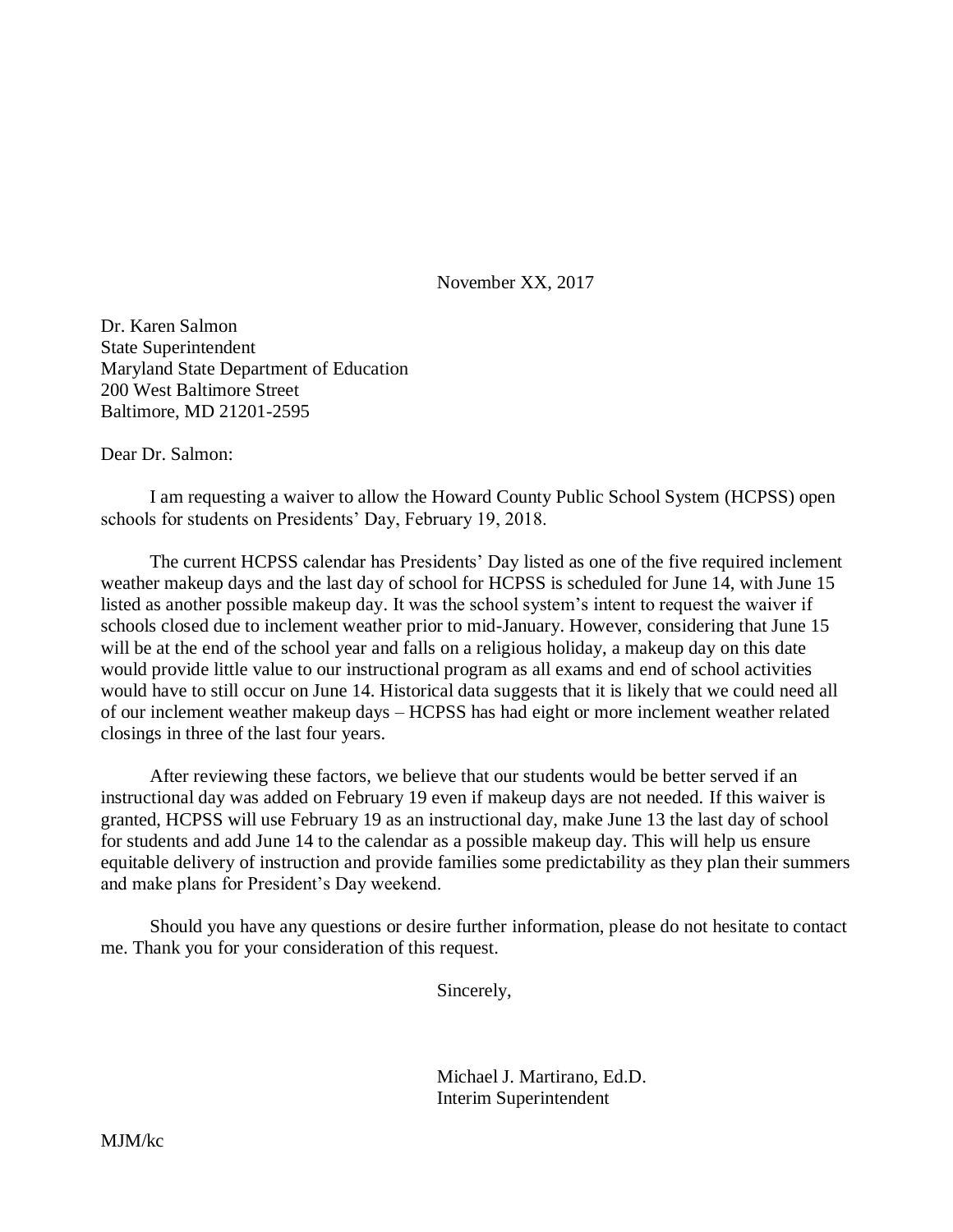November XX, 2017

Dr. Karen Salmon
State Superintendent
Maryland State Department of Education
200 West Baltimore Street
Baltimore, MD 21201-2595

Dear Dr. Salmon:

I am requesting a waiver to allow the Howard County Public School System (HCPSS) open schools for students on Presidents' Day, February 19, 2018.

The current HCPSS calendar has Presidents' Day listed as one of the five required inclement weather makeup days and the last day of school for HCPSS is scheduled for June 14, with June 15 listed as another possible makeup day. It was the school system's intent to request the waiver if schools closed due to inclement weather prior to mid-January. However, considering that June 15 will be at the end of the school year and falls on a religious holiday, a makeup day on this date would provide little value to our instructional program as all exams and end of school activities would have to still occur on June 14. Historical data suggests that it is likely that we could need all of our inclement weather makeup days – HCPSS has had eight or more inclement weather related closings in three of the last four years.

After reviewing these factors, we believe that our students would be better served if an instructional day was added on February 19 even if makeup days are not needed. If this waiver is granted, HCPSS will use February 19 as an instructional day, make June 13 the last day of school for students and add June 14 to the calendar as a possible makeup day. This will help us ensure equitable delivery of instruction and provide families some predictability as they plan their summers and make plans for President's Day weekend.

Should you have any questions or desire further information, please do not hesitate to contact me. Thank you for your consideration of this request.

Sincerely,

Michael J. Martirano, Ed.D.
Interim Superintendent

MJM/kc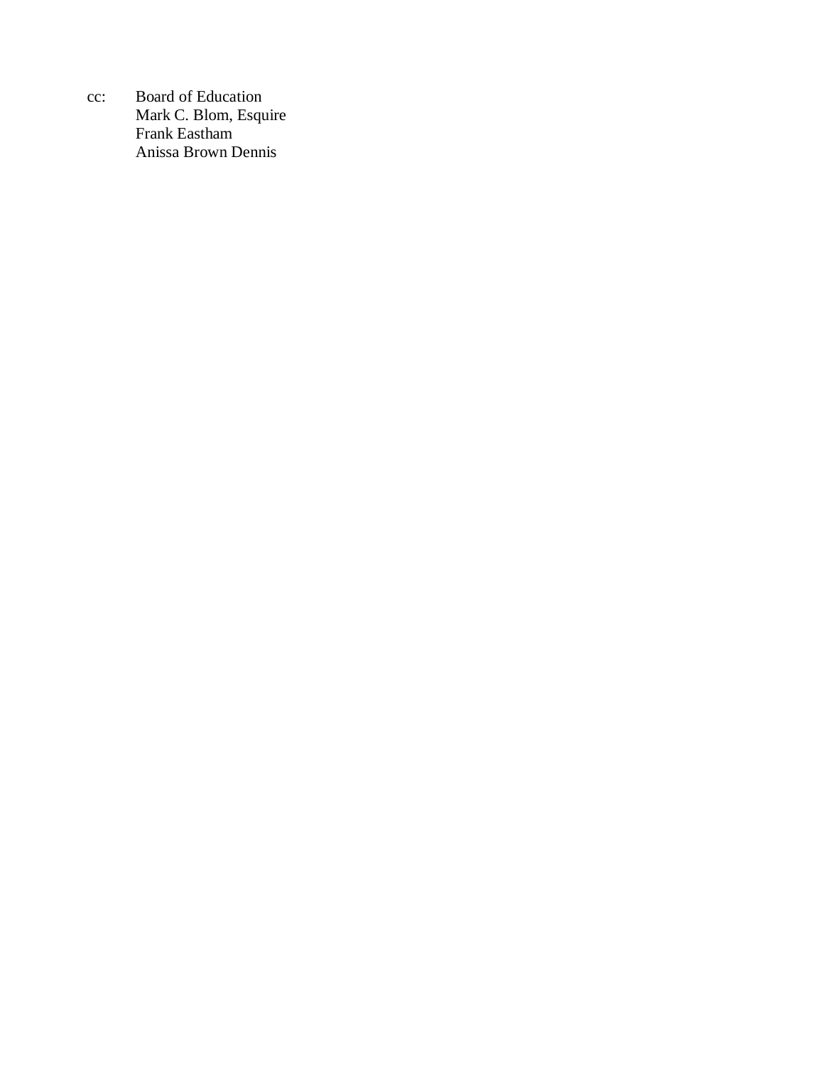cc: Board of Education
Mark C. Blom, Esquire
Frank Eastham
Anissa Brown Dennis